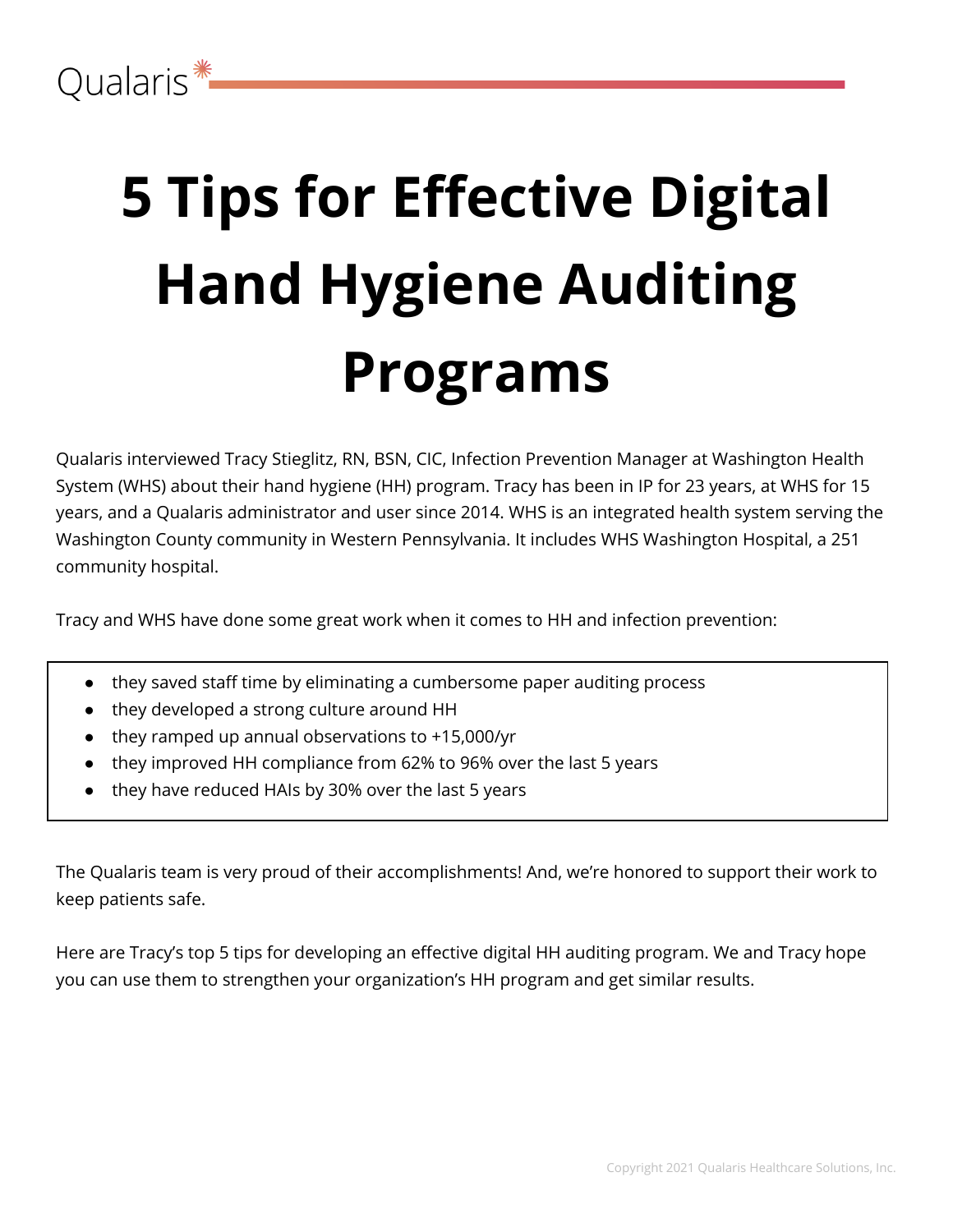Qualaris

# 5 Tips for Effective Digital Hand Hygiene Auditing Programs

Qualaris interviewed Tracy Stieglitz, RN, BSN, CIC, Infection Prevention Manager at Washington Health System (WHS) about their hand hygiene (HH) program. Tracy has been in IP for 23 years, at WHS for 15 years, and a Qualaris administrator and user since 2014. WHS is an integrated health system serving the Washington County community in Western Pennsylvania. It includes WHS Washington Hospital, a 251 community hospital.

Tracy and WHS have done some great work when it comes to HH and infection prevention:

- they saved staff time by eliminating a cumbersome paper auditing process
- they developed a strong culture around HH
- they ramped up annual observations to +15,000/yr
- they improved HH compliance from 62% to 96% over the last 5 years
- they have reduced HAIs by 30% over the last 5 years

The Qualaris team is very proud of their accomplishments! And, we're honored to support their work to keep patients safe.

Here are Tracy's top 5 tips for developing an effective digital HH auditing program. We and Tracy hope you can use them to strengthen your organization's HH program and get similar results.

Copyright 2021 Qualaris Healthcare Solutions, Inc.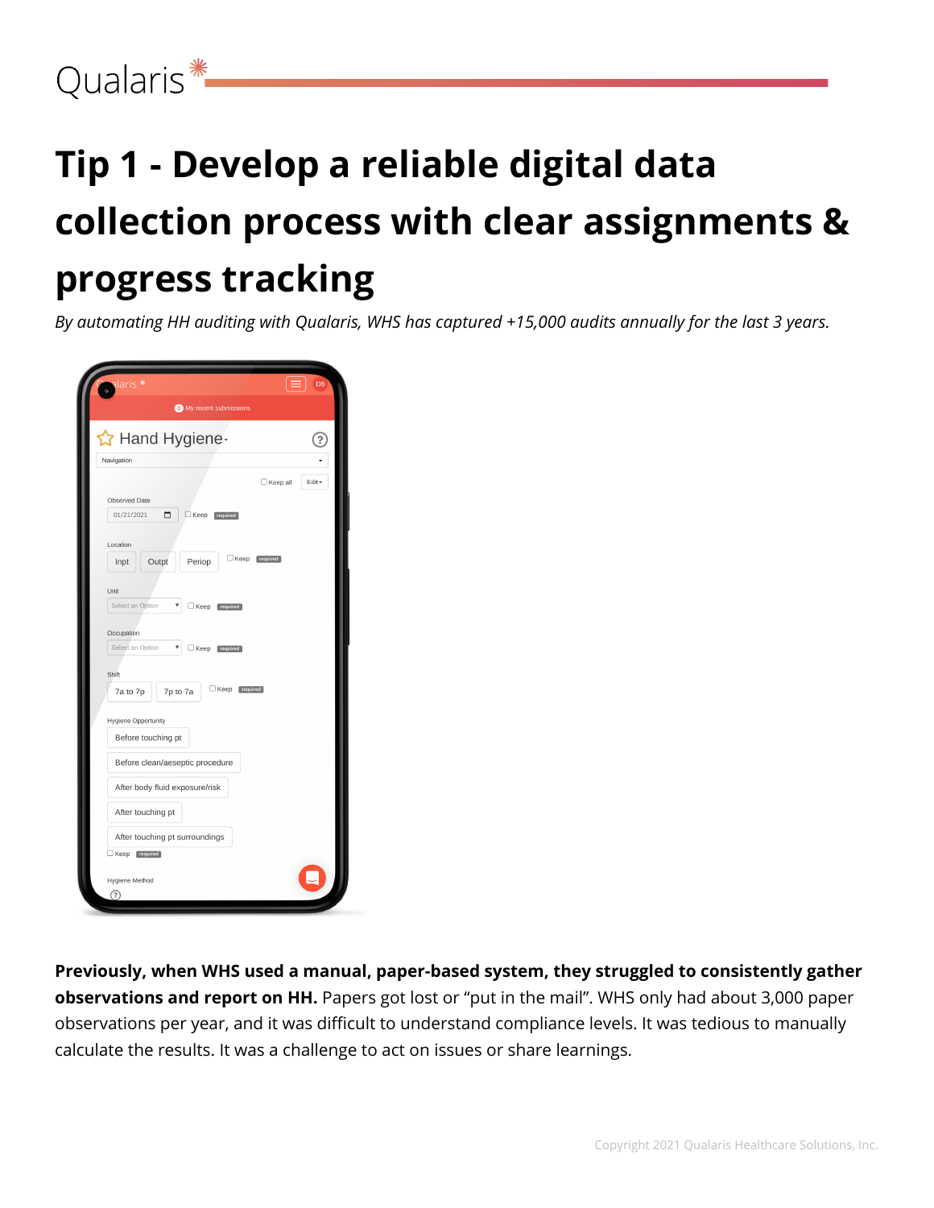# Tip 1 - Develop a reliable digital data collection process with clear assignments & progress tracking

*By automating HH auditing with Qualaris, WHS has captured +15,000 audits annually for the last 3 years.*

**Previously, when WHS used a manual, paper-based system, they struggled to consistently gather observations and report on HH.** Papers got lost or “put in the mail”. WHS only had about 3,000 paper observations per year, and it was difficult to understand compliance levels. It was tedious to manually calculate the results. It was a challenge to act on issues or share learnings.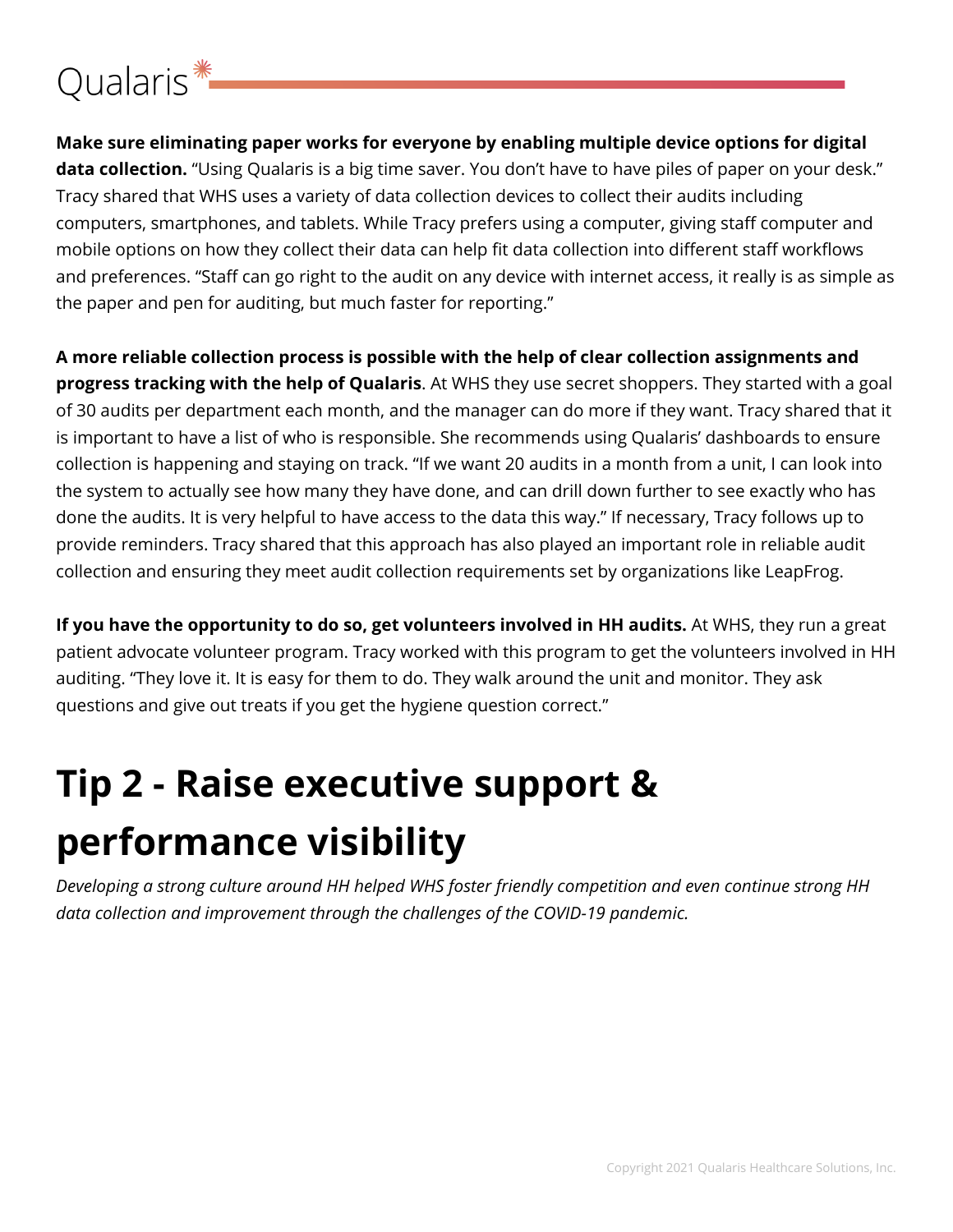**Make sure eliminating paper works for everyone by enabling multiple device options for digital data collection.** "Using Qualaris is a big time saver. You don't have to have piles of paper on your desk." Tracy shared that WHS uses a variety of data collection devices to collect their audits including computers, smartphones, and tablets. While Tracy prefers using a computer, giving staff computer and mobile options on how they collect their data can help fit data collection into different staff workflows and preferences. "Staff can go right to the audit on any device with internet access, it really is as simple as the paper and pen for auditing, but much faster for reporting."

**A more reliable collection process is possible with the help of clear collection assignments and progress tracking with the help of Qualaris**. At WHS they use secret shoppers. They started with a goal of 30 audits per department each month, and the manager can do more if they want. Tracy shared that it is important to have a list of who is responsible. She recommends using Qualaris' dashboards to ensure collection is happening and staying on track. "If we want 20 audits in a month from a unit, I can look into the system to actually see how many they have done, and can drill down further to see exactly who has done the audits. It is very helpful to have access to the data this way." If necessary, Tracy follows up to provide reminders. Tracy shared that this approach has also played an important role in reliable audit collection and ensuring they meet audit collection requirements set by organizations like LeapFrog.

**If you have the opportunity to do so, get volunteers involved in HH audits.** At WHS, they run a great patient advocate volunteer program. Tracy worked with this program to get the volunteers involved in HH auditing. "They love it. It is easy for them to do. They walk around the unit and monitor. They ask questions and give out treats if you get the hygiene question correct."

# Tip 2 - Raise executive support & performance visibility

*Developing a strong culture around HH helped WHS foster friendly competition and even continue strong HH data collection and improvement through the challenges of the COVID-19 pandemic.*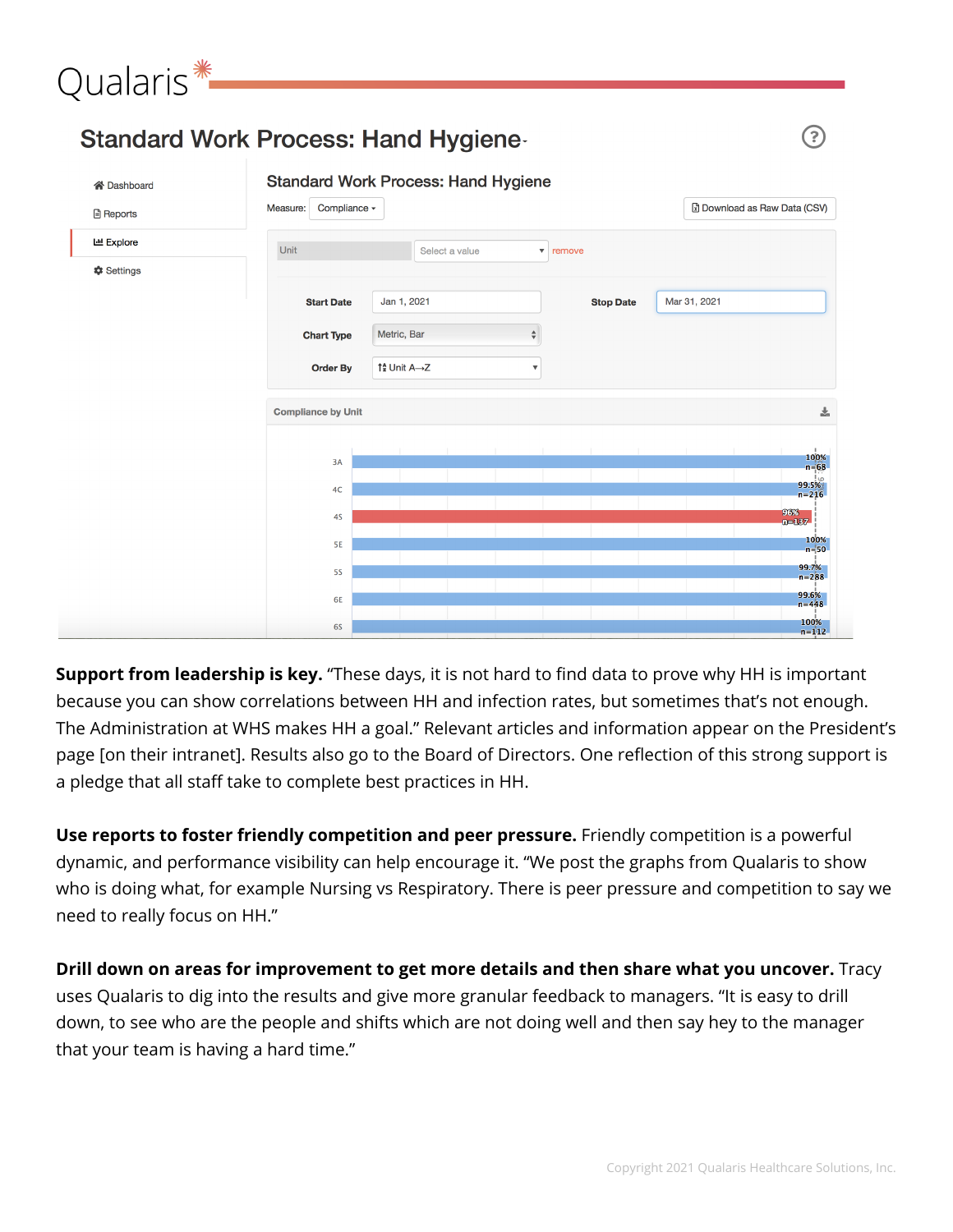# Qualaris

## Standard Work Process: Hand Hygiene

- Dashboard
- Reports
- Explore
- Settings

### Standard Work Process: Hand Hygiene

Measure: Compliance | Download as Raw Data (CSV)

Unit | Select a value | remove

| | | | |
|---|---|---|---|
| Start Date | Jan 1, 2021 | Stop Date | Mar 31, 2021 |
| Chart Type | Metric, Bar | | |
| Order By | Unit A→Z | | |

**Compliance by Unit**

| Unit | Compliance | n |
|---|---|---|
| 3A | 100% | n=68 |
| 4C | 99.5% | n=216 |
| 4S | 96% | n=137 |
| 5E | 100% | n=50 |
| 5S | 99.7% | n=288 |
| 6E | 99.6% | n=448 |
| 6S | 100% | n=112 |

**Support from leadership is key.** "These days, it is not hard to find data to prove why HH is important because you can show correlations between HH and infection rates, but sometimes that's not enough. The Administration at WHS makes HH a goal." Relevant articles and information appear on the President's page [on their intranet]. Results also go to the Board of Directors. One reflection of this strong support is a pledge that all staff take to complete best practices in HH.

**Use reports to foster friendly competition and peer pressure.** Friendly competition is a powerful dynamic, and performance visibility can help encourage it. "We post the graphs from Qualaris to show who is doing what, for example Nursing vs Respiratory. There is peer pressure and competition to say we need to really focus on HH."

**Drill down on areas for improvement to get more details and then share what you uncover.** Tracy uses Qualaris to dig into the results and give more granular feedback to managers. "It is easy to drill down, to see who are the people and shifts which are not doing well and then say hey to the manager that your team is having a hard time."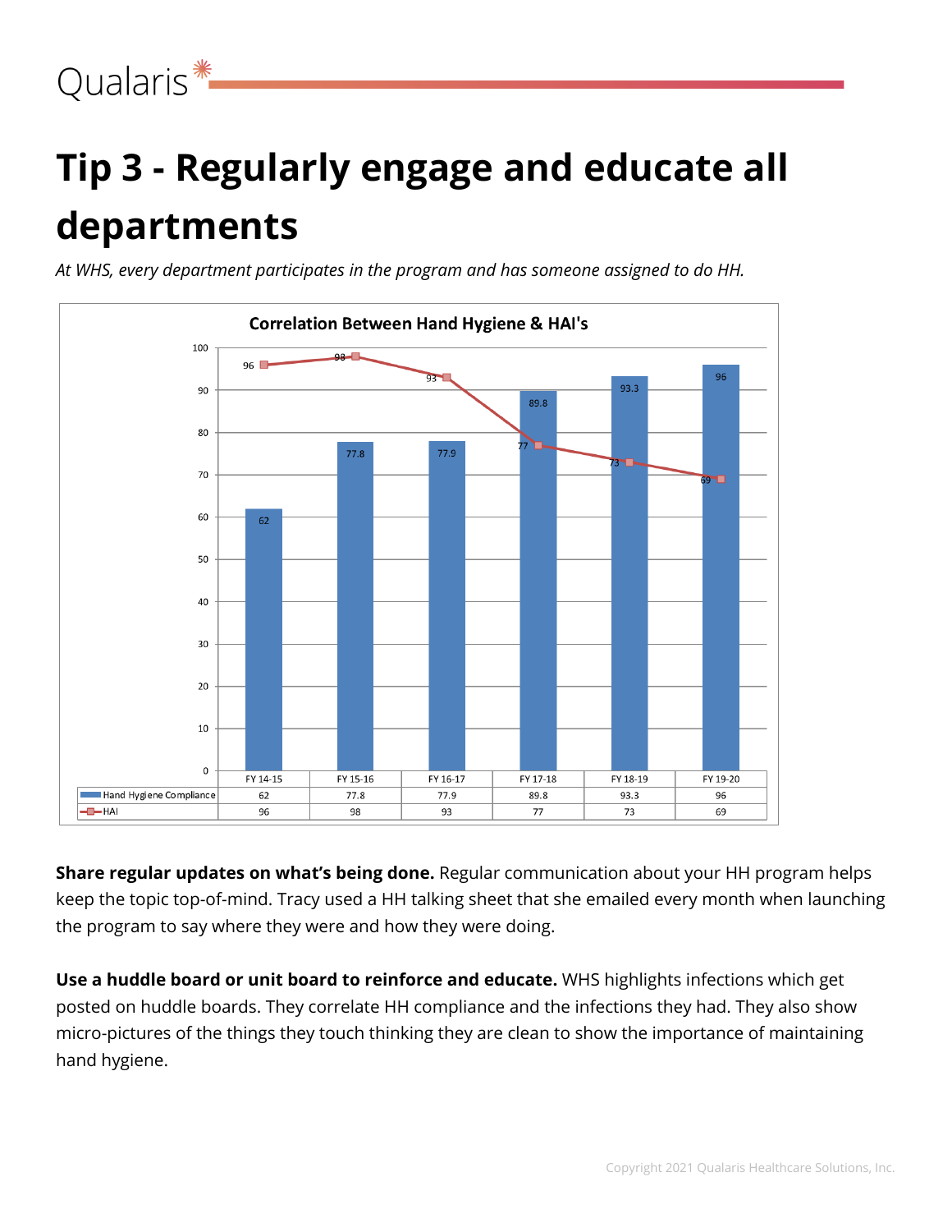# Tip 3 - Regularly engage and educate all departments

*At WHS, every department participates in the program and has someone assigned to do HH.*

**Correlation Between Hand Hygiene & HAI's**

| | FY 14-15 | FY 15-16 | FY 16-17 | FY 17-18 | FY 18-19 | FY 19-20 |
|---|---|---|---|---|---|---|
| Hand Hygiene Compliance | 62 | 77.8 | 77.9 | 89.8 | 93.3 | 96 |
| HAI | 96 | 98 | 93 | 77 | 73 | 69 |

**Share regular updates on what's being done.** Regular communication about your HH program helps keep the topic top-of-mind. Tracy used a HH talking sheet that she emailed every month when launching the program to say where they were and how they were doing.

**Use a huddle board or unit board to reinforce and educate.** WHS highlights infections which get posted on huddle boards. They correlate HH compliance and the infections they had. They also show micro-pictures of the things they touch thinking they are clean to show the importance of maintaining hand hygiene.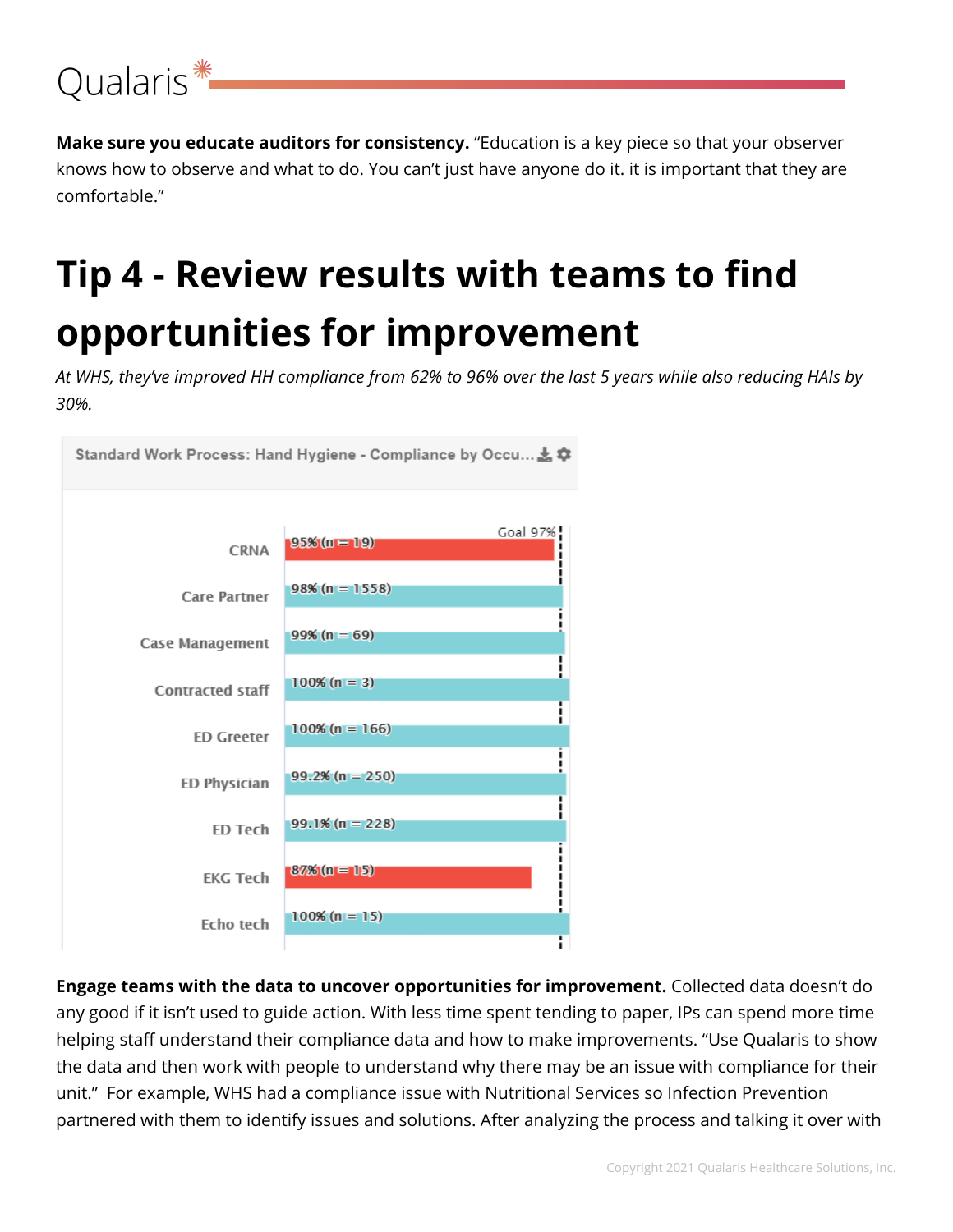**Make sure you educate auditors for consistency.** "Education is a key piece so that your observer knows how to observe and what to do. You can't just have anyone do it. it is important that they are comfortable."

# Tip 4 - Review results with teams to find opportunities for improvement

*At WHS, they've improved HH compliance from 62% to 96% over the last 5 years while also reducing HAIs by 30%.*

Standard Work Process: Hand Hygiene - Compliance by Occu...

Goal 97%

| Occupation | Compliance |
| --- | --- |
| CRNA | 95% (n = 19) |
| Care Partner | 98% (n = 1558) |
| Case Management | 99% (n = 69) |
| Contracted staff | 100% (n = 3) |
| ED Greeter | 100% (n = 166) |
| ED Physician | 99.2% (n = 250) |
| ED Tech | 99.1% (n = 228) |
| EKG Tech | 87% (n = 15) |
| Echo tech | 100% (n = 15) |

**Engage teams with the data to uncover opportunities for improvement.** Collected data doesn't do any good if it isn't used to guide action. With less time spent tending to paper, IPs can spend more time helping staff understand their compliance data and how to make improvements. "Use Qualaris to show the data and then work with people to understand why there may be an issue with compliance for their unit." For example, WHS had a compliance issue with Nutritional Services so Infection Prevention partnered with them to identify issues and solutions. After analyzing the process and talking it over with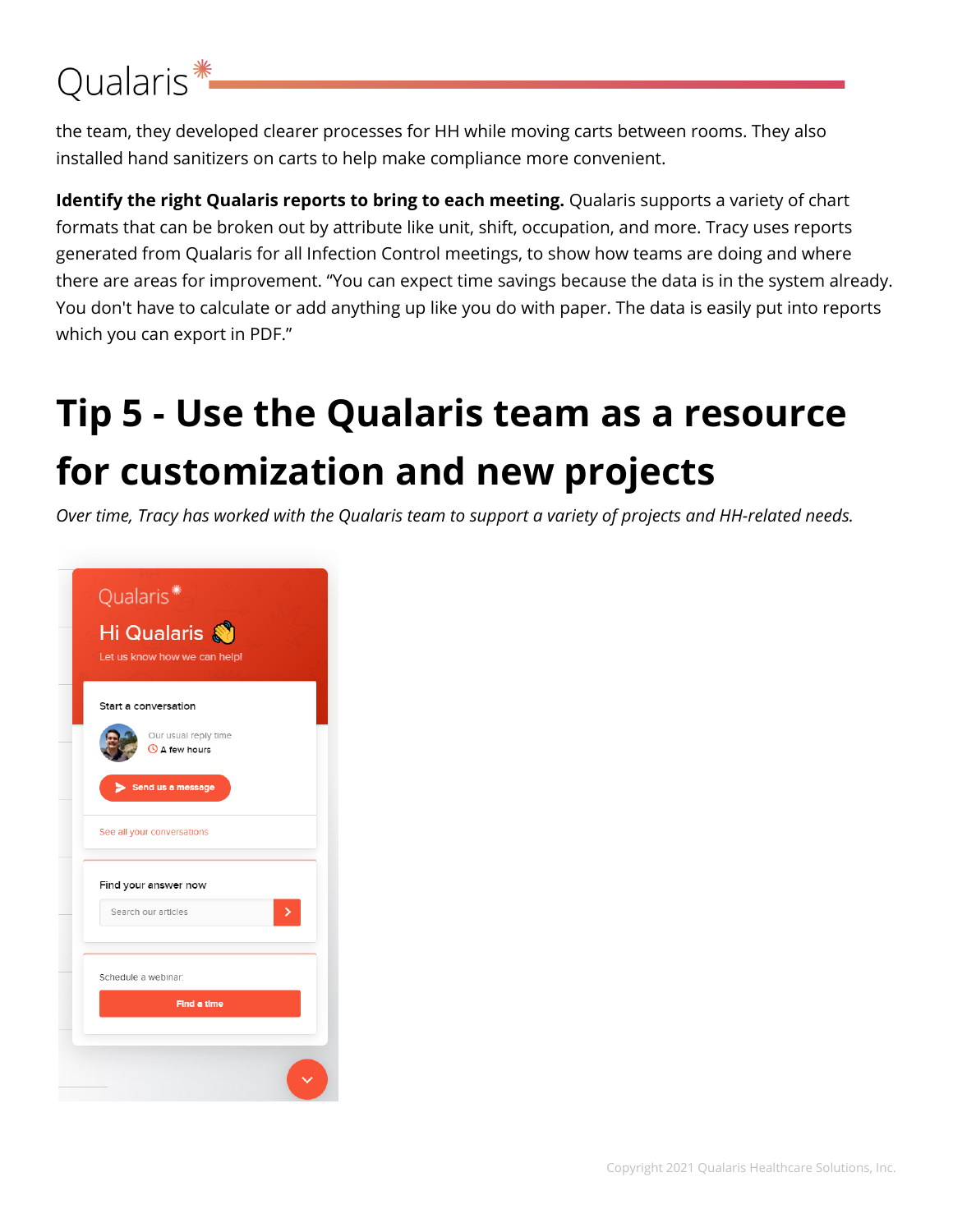the team, they developed clearer processes for HH while moving carts between rooms. They also installed hand sanitizers on carts to help make compliance more convenient.

**Identify the right Qualaris reports to bring to each meeting.** Qualaris supports a variety of chart formats that can be broken out by attribute like unit, shift, occupation, and more. Tracy uses reports generated from Qualaris for all Infection Control meetings, to show how teams are doing and where there are areas for improvement. "You can expect time savings because the data is in the system already. You don't have to calculate or add anything up like you do with paper. The data is easily put into reports which you can export in PDF."

# Tip 5 - Use the Qualaris team as a resource for customization and new projects

*Over time, Tracy has worked with the Qualaris team to support a variety of projects and HH-related needs.*

Qualaris

Hi Qualaris 👋

Let us know how we can help!

Start a conversation

Our usual reply time

A few hours

Send us a message

See all your conversations

Find your answer now

Search our articles

Schedule a webinar:

Find a time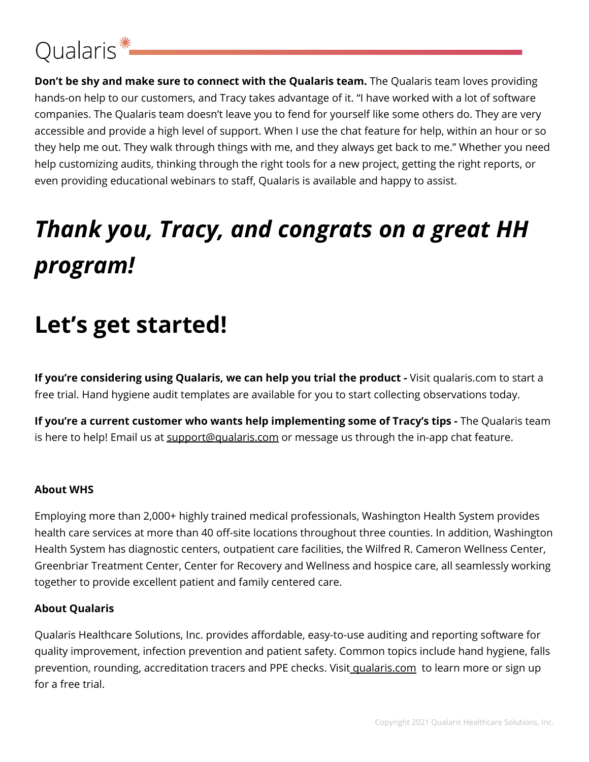**Don't be shy and make sure to connect with the Qualaris team.** The Qualaris team loves providing hands-on help to our customers, and Tracy takes advantage of it. "I have worked with a lot of software companies. The Qualaris team doesn't leave you to fend for yourself like some others do. They are very accessible and provide a high level of support. When I use the chat feature for help, within an hour or so they help me out. They walk through things with me, and they always get back to me." Whether you need help customizing audits, thinking through the right tools for a new project, getting the right reports, or even providing educational webinars to staff, Qualaris is available and happy to assist.

# *Thank you, Tracy, and congrats on a great HH program!*

# Let's get started!

**If you're considering using Qualaris, we can help you trial the product -** Visit qualaris.com to start a free trial. Hand hygiene audit templates are available for you to start collecting observations today.

**If you're a current customer who wants help implementing some of Tracy's tips -** The Qualaris team is here to help! Email us at support@qualaris.com or message us through the in-app chat feature.

**About WHS**

Employing more than 2,000+ highly trained medical professionals, Washington Health System provides health care services at more than 40 off-site locations throughout three counties. In addition, Washington Health System has diagnostic centers, outpatient care facilities, the Wilfred R. Cameron Wellness Center, Greenbriar Treatment Center, Center for Recovery and Wellness and hospice care, all seamlessly working together to provide excellent patient and family centered care.

**About Qualaris**

Qualaris Healthcare Solutions, Inc. provides affordable, easy-to-use auditing and reporting software for quality improvement, infection prevention and patient safety. Common topics include hand hygiene, falls prevention, rounding, accreditation tracers and PPE checks. Visit qualaris.com to learn more or sign up for a free trial.

Copyright 2021 Qualaris Healthcare Solutions, Inc.